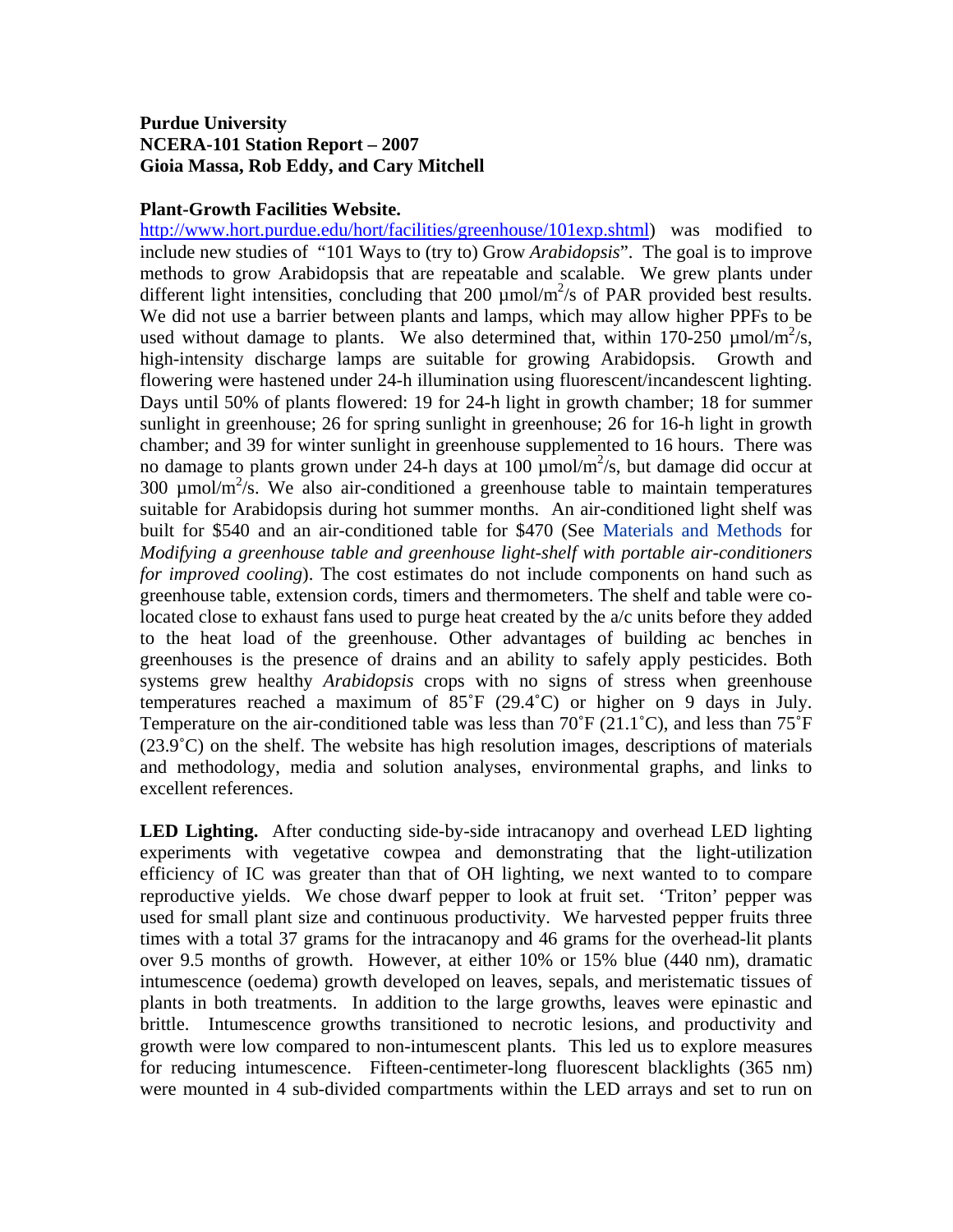**Purdue University**
**NCERA-101 Station Report – 2007**
**Gioia Massa, Rob Eddy, and Cary Mitchell**

**Plant-Growth Facilities Website.**
http://www.hort.purdue.edu/hort/facilities/greenhouse/101exp.shtml) was modified to include new studies of "101 Ways to (try to) Grow *Arabidopsis*". The goal is to improve methods to grow Arabidopsis that are repeatable and scalable. We grew plants under different light intensities, concluding that 200 µmol/m$^2$/s of PAR provided best results. We did not use a barrier between plants and lamps, which may allow higher PPFs to be used without damage to plants. We also determined that, within 170-250 µmol/m$^2$/s, high-intensity discharge lamps are suitable for growing Arabidopsis. Growth and flowering were hastened under 24-h illumination using fluorescent/incandescent lighting. Days until 50% of plants flowered: 19 for 24-h light in growth chamber; 18 for summer sunlight in greenhouse; 26 for spring sunlight in greenhouse; 26 for 16-h light in growth chamber; and 39 for winter sunlight in greenhouse supplemented to 16 hours. There was no damage to plants grown under 24-h days at 100 µmol/m$^2$/s, but damage did occur at 300 µmol/m$^2$/s. We also air-conditioned a greenhouse table to maintain temperatures suitable for Arabidopsis during hot summer months. An air-conditioned light shelf was built for $540 and an air-conditioned table for $470 (See Materials and Methods for *Modifying a greenhouse table and greenhouse light-shelf with portable air-conditioners for improved cooling*). The cost estimates do not include components on hand such as greenhouse table, extension cords, timers and thermometers. The shelf and table were co-located close to exhaust fans used to purge heat created by the a/c units before they added to the heat load of the greenhouse. Other advantages of building ac benches in greenhouses is the presence of drains and an ability to safely apply pesticides. Both systems grew healthy *Arabidopsis* crops with no signs of stress when greenhouse temperatures reached a maximum of 85˚F (29.4˚C) or higher on 9 days in July. Temperature on the air-conditioned table was less than 70˚F (21.1˚C), and less than 75˚F (23.9˚C) on the shelf. The website has high resolution images, descriptions of materials and methodology, media and solution analyses, environmental graphs, and links to excellent references.

**LED Lighting.** After conducting side-by-side intracanopy and overhead LED lighting experiments with vegetative cowpea and demonstrating that the light-utilization efficiency of IC was greater than that of OH lighting, we next wanted to to compare reproductive yields. We chose dwarf pepper to look at fruit set. 'Triton' pepper was used for small plant size and continuous productivity. We harvested pepper fruits three times with a total 37 grams for the intracanopy and 46 grams for the overhead-lit plants over 9.5 months of growth. However, at either 10% or 15% blue (440 nm), dramatic intumescence (oedema) growth developed on leaves, sepals, and meristematic tissues of plants in both treatments. In addition to the large growths, leaves were epinastic and brittle. Intumescence growths transitioned to necrotic lesions, and productivity and growth were low compared to non-intumescent plants. This led us to explore measures for reducing intumescence. Fifteen-centimeter-long fluorescent blacklights (365 nm) were mounted in 4 sub-divided compartments within the LED arrays and set to run on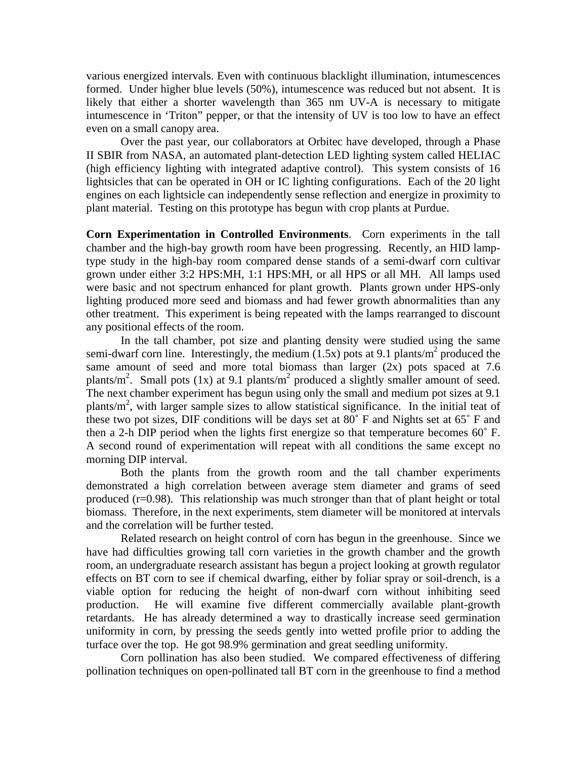various energized intervals. Even with continuous blacklight illumination, intumescences formed. Under higher blue levels (50%), intumescence was reduced but not absent. It is likely that either a shorter wavelength than 365 nm UV-A is necessary to mitigate intumescence in 'Triton" pepper, or that the intensity of UV is too low to have an effect even on a small canopy area.

Over the past year, our collaborators at Orbitec have developed, through a Phase II SBIR from NASA, an automated plant-detection LED lighting system called HELIAC (high efficiency lighting with integrated adaptive control). This system consists of 16 lightsicles that can be operated in OH or IC lighting configurations. Each of the 20 light engines on each lightsicle can independently sense reflection and energize in proximity to plant material. Testing on this prototype has begun with crop plants at Purdue.

**Corn Experimentation in Controlled Environments**. Corn experiments in the tall chamber and the high-bay growth room have been progressing. Recently, an HID lamp-type study in the high-bay room compared dense stands of a semi-dwarf corn cultivar grown under either 3:2 HPS:MH, 1:1 HPS:MH, or all HPS or all MH. All lamps used were basic and not spectrum enhanced for plant growth. Plants grown under HPS-only lighting produced more seed and biomass and had fewer growth abnormalities than any other treatment. This experiment is being repeated with the lamps rearranged to discount any positional effects of the room.

In the tall chamber, pot size and planting density were studied using the same semi-dwarf corn line. Interestingly, the medium (1.5x) pots at 9.1 plants/$m^2$ produced the same amount of seed and more total biomass than larger (2x) pots spaced at 7.6 plants/$m^2$. Small pots (1x) at 9.1 plants/$m^2$ produced a slightly smaller amount of seed. The next chamber experiment has begun using only the small and medium pot sizes at 9.1 plants/$m^2$, with larger sample sizes to allow statistical significance. In the initial teat of these two pot sizes, DIF conditions will be days set at 80˚ F and Nights set at 65˚ F and then a 2-h DIP period when the lights first energize so that temperature becomes 60˚ F. A second round of experimentation will repeat with all conditions the same except no morning DIP interval.

Both the plants from the growth room and the tall chamber experiments demonstrated a high correlation between average stem diameter and grams of seed produced (r=0.98). This relationship was much stronger than that of plant height or total biomass. Therefore, in the next experiments, stem diameter will be monitored at intervals and the correlation will be further tested.

Related research on height control of corn has begun in the greenhouse. Since we have had difficulties growing tall corn varieties in the growth chamber and the growth room, an undergraduate research assistant has begun a project looking at growth regulator effects on BT corn to see if chemical dwarfing, either by foliar spray or soil-drench, is a viable option for reducing the height of non-dwarf corn without inhibiting seed production. He will examine five different commercially available plant-growth retardants. He has already determined a way to drastically increase seed germination uniformity in corn, by pressing the seeds gently into wetted profile prior to adding the turface over the top. He got 98.9% germination and great seedling uniformity.

Corn pollination has also been studied. We compared effectiveness of differing pollination techniques on open-pollinated tall BT corn in the greenhouse to find a method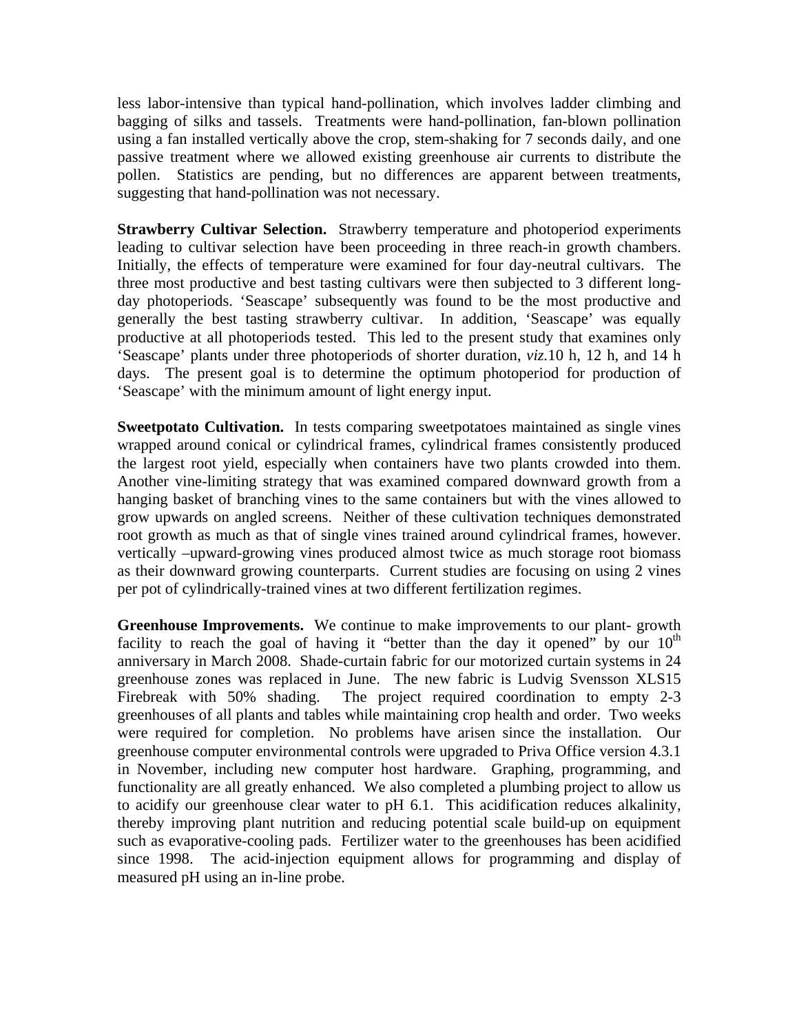less labor-intensive than typical hand-pollination, which involves ladder climbing and bagging of silks and tassels. Treatments were hand-pollination, fan-blown pollination using a fan installed vertically above the crop, stem-shaking for 7 seconds daily, and one passive treatment where we allowed existing greenhouse air currents to distribute the pollen. Statistics are pending, but no differences are apparent between treatments, suggesting that hand-pollination was not necessary.

**Strawberry Cultivar Selection.** Strawberry temperature and photoperiod experiments leading to cultivar selection have been proceeding in three reach-in growth chambers. Initially, the effects of temperature were examined for four day-neutral cultivars. The three most productive and best tasting cultivars were then subjected to 3 different long-day photoperiods. 'Seascape' subsequently was found to be the most productive and generally the best tasting strawberry cultivar. In addition, 'Seascape' was equally productive at all photoperiods tested. This led to the present study that examines only 'Seascape' plants under three photoperiods of shorter duration, *viz.*10 h, 12 h, and 14 h days. The present goal is to determine the optimum photoperiod for production of 'Seascape' with the minimum amount of light energy input.

**Sweetpotato Cultivation.** In tests comparing sweetpotatoes maintained as single vines wrapped around conical or cylindrical frames, cylindrical frames consistently produced the largest root yield, especially when containers have two plants crowded into them. Another vine-limiting strategy that was examined compared downward growth from a hanging basket of branching vines to the same containers but with the vines allowed to grow upwards on angled screens. Neither of these cultivation techniques demonstrated root growth as much as that of single vines trained around cylindrical frames, however. vertically –upward-growing vines produced almost twice as much storage root biomass as their downward growing counterparts. Current studies are focusing on using 2 vines per pot of cylindrically-trained vines at two different fertilization regimes.

**Greenhouse Improvements.** We continue to make improvements to our plant- growth facility to reach the goal of having it "better than the day it opened" by our 10th anniversary in March 2008. Shade-curtain fabric for our motorized curtain systems in 24 greenhouse zones was replaced in June. The new fabric is Ludvig Svensson XLS15 Firebreak with 50% shading. The project required coordination to empty 2-3 greenhouses of all plants and tables while maintaining crop health and order. Two weeks were required for completion. No problems have arisen since the installation. Our greenhouse computer environmental controls were upgraded to Priva Office version 4.3.1 in November, including new computer host hardware. Graphing, programming, and functionality are all greatly enhanced. We also completed a plumbing project to allow us to acidify our greenhouse clear water to pH 6.1. This acidification reduces alkalinity, thereby improving plant nutrition and reducing potential scale build-up on equipment such as evaporative-cooling pads. Fertilizer water to the greenhouses has been acidified since 1998. The acid-injection equipment allows for programming and display of measured pH using an in-line probe.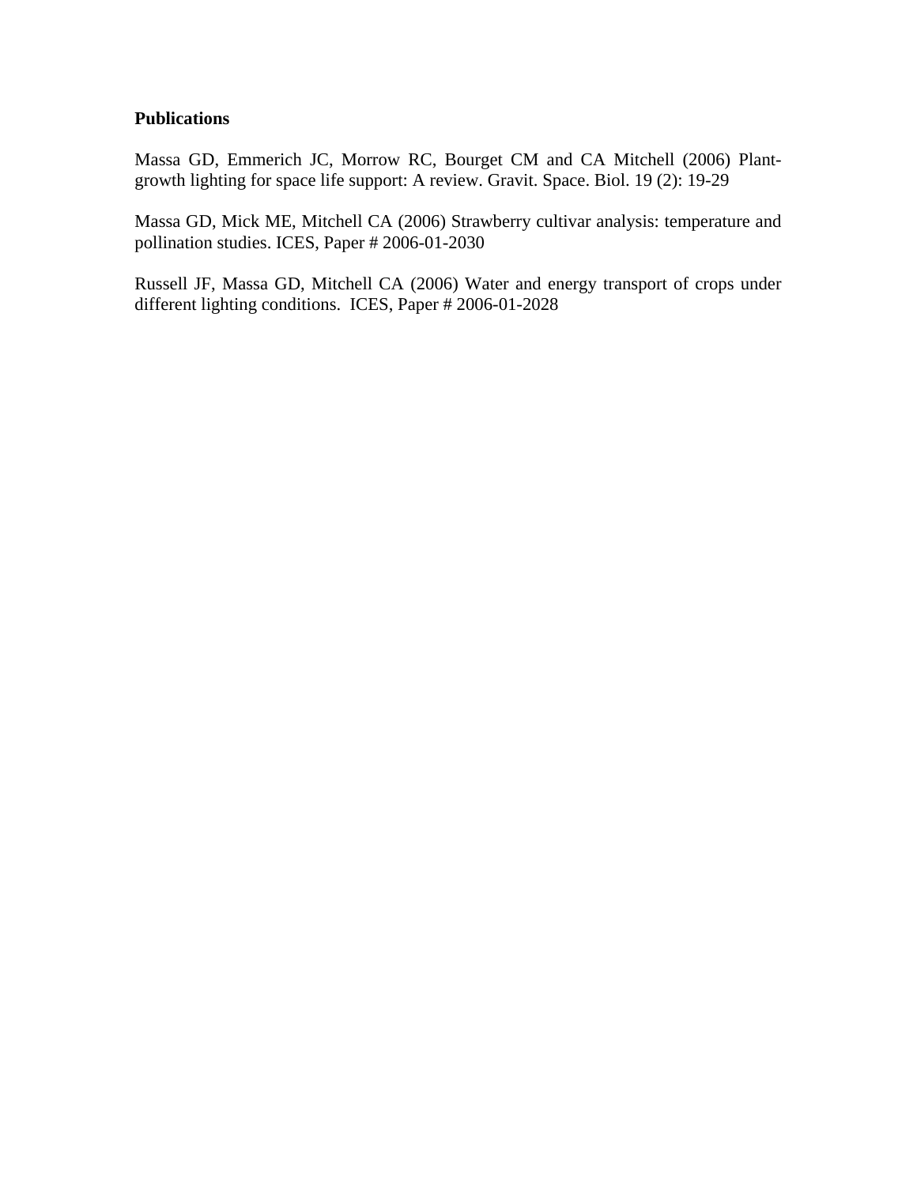**Publications**

Massa GD, Emmerich JC, Morrow RC, Bourget CM and CA Mitchell (2006) Plant-growth lighting for space life support: A review. Gravit. Space. Biol. 19 (2): 19-29

Massa GD, Mick ME, Mitchell CA (2006) Strawberry cultivar analysis: temperature and pollination studies. ICES, Paper # 2006-01-2030

Russell JF, Massa GD, Mitchell CA (2006) Water and energy transport of crops under different lighting conditions. ICES, Paper # 2006-01-2028